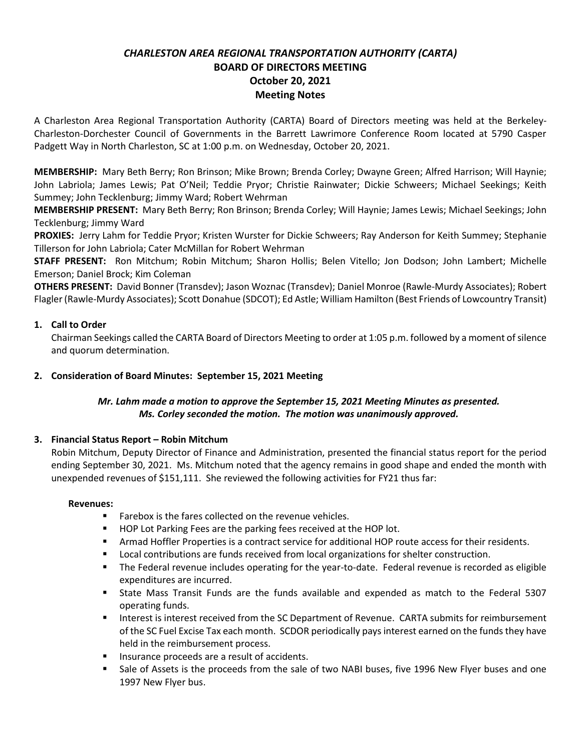# *CHARLESTON AREA REGIONAL TRANSPORTATION AUTHORITY (CARTA)*
## BOARD OF DIRECTORS MEETING
## October 20, 2021
## Meeting Notes

A Charleston Area Regional Transportation Authority (CARTA) Board of Directors meeting was held at the Berkeley-Charleston-Dorchester Council of Governments in the Barrett Lawrimore Conference Room located at 5790 Casper Padgett Way in North Charleston, SC at 1:00 p.m. on Wednesday, October 20, 2021.

**MEMBERSHIP:** Mary Beth Berry; Ron Brinson; Mike Brown; Brenda Corley; Dwayne Green; Alfred Harrison; Will Haynie; John Labriola; James Lewis; Pat O'Neil; Teddie Pryor; Christie Rainwater; Dickie Schweers; Michael Seekings; Keith Summey; John Tecklenburg; Jimmy Ward; Robert Wehrman

**MEMBERSHIP PRESENT:** Mary Beth Berry; Ron Brinson; Brenda Corley; Will Haynie; James Lewis; Michael Seekings; John Tecklenburg; Jimmy Ward

**PROXIES:** Jerry Lahm for Teddie Pryor; Kristen Wurster for Dickie Schweers; Ray Anderson for Keith Summey; Stephanie Tillerson for John Labriola; Cater McMillan for Robert Wehrman

**STAFF PRESENT:** Ron Mitchum; Robin Mitchum; Sharon Hollis; Belen Vitello; Jon Dodson; John Lambert; Michelle Emerson; Daniel Brock; Kim Coleman

**OTHERS PRESENT:** David Bonner (Transdev); Jason Woznac (Transdev); Daniel Monroe (Rawle-Murdy Associates); Robert Flagler (Rawle-Murdy Associates); Scott Donahue (SDCOT); Ed Astle; William Hamilton (Best Friends of Lowcountry Transit)

**1. Call to Order**

Chairman Seekings called the CARTA Board of Directors Meeting to order at 1:05 p.m. followed by a moment of silence and quorum determination.

**2. Consideration of Board Minutes: September 15, 2021 Meeting**

***Mr. Lahm made a motion to approve the September 15, 2021 Meeting Minutes as presented. Ms. Corley seconded the motion. The motion was unanimously approved.***

**3. Financial Status Report – Robin Mitchum**

Robin Mitchum, Deputy Director of Finance and Administration, presented the financial status report for the period ending September 30, 2021. Ms. Mitchum noted that the agency remains in good shape and ended the month with unexpended revenues of $151,111. She reviewed the following activities for FY21 thus far:

**Revenues:**

- Farebox is the fares collected on the revenue vehicles.
- HOP Lot Parking Fees are the parking fees received at the HOP lot.
- Armad Hoffler Properties is a contract service for additional HOP route access for their residents.
- Local contributions are funds received from local organizations for shelter construction.
- The Federal revenue includes operating for the year-to-date. Federal revenue is recorded as eligible expenditures are incurred.
- State Mass Transit Funds are the funds available and expended as match to the Federal 5307 operating funds.
- Interest is interest received from the SC Department of Revenue. CARTA submits for reimbursement of the SC Fuel Excise Tax each month. SCDOR periodically pays interest earned on the funds they have held in the reimbursement process.
- Insurance proceeds are a result of accidents.
- Sale of Assets is the proceeds from the sale of two NABI buses, five 1996 New Flyer buses and one 1997 New Flyer bus.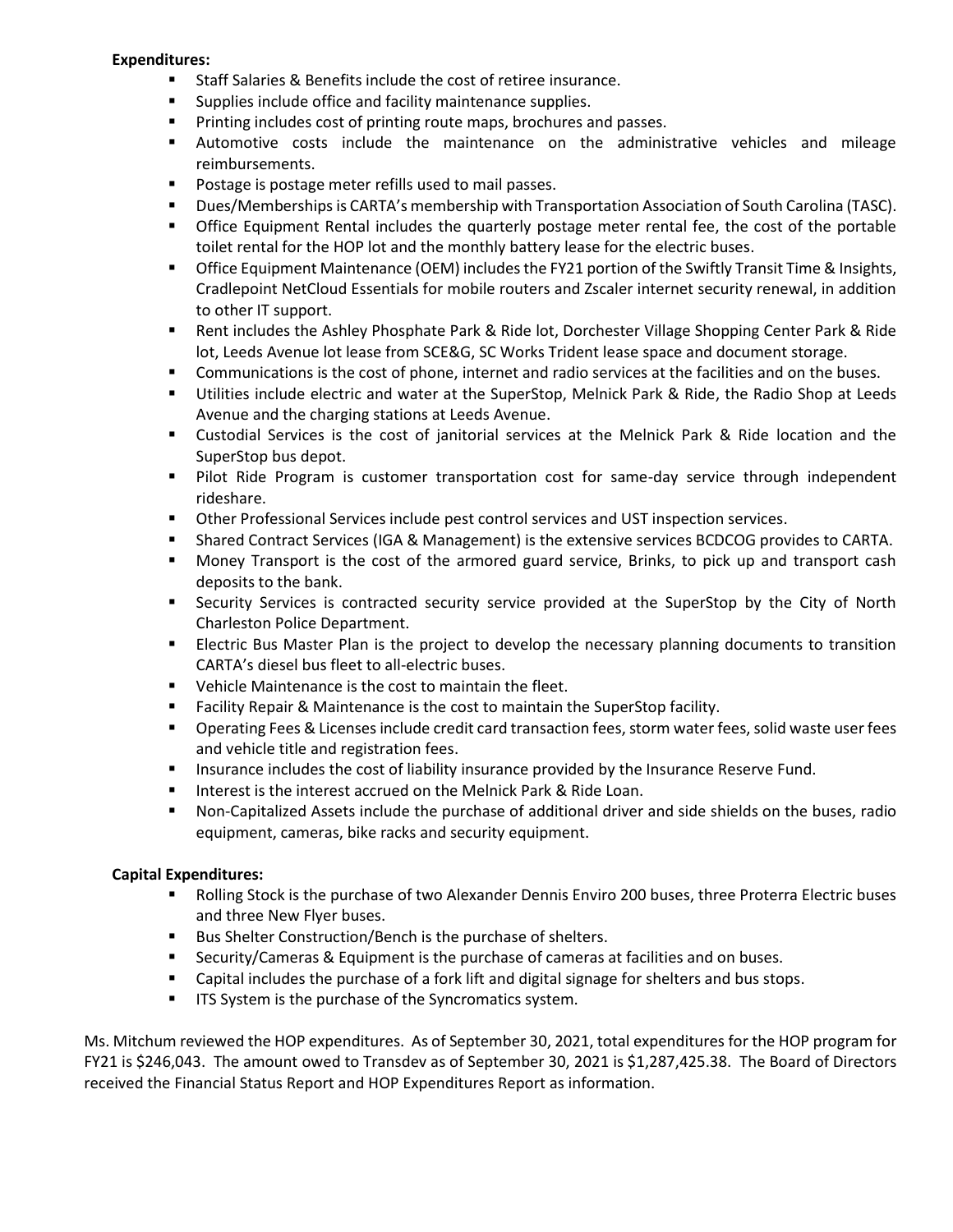**Expenditures:**

- Staff Salaries & Benefits include the cost of retiree insurance.
- Supplies include office and facility maintenance supplies.
- Printing includes cost of printing route maps, brochures and passes.
- Automotive costs include the maintenance on the administrative vehicles and mileage reimbursements.
- Postage is postage meter refills used to mail passes.
- Dues/Memberships is CARTA's membership with Transportation Association of South Carolina (TASC).
- Office Equipment Rental includes the quarterly postage meter rental fee, the cost of the portable toilet rental for the HOP lot and the monthly battery lease for the electric buses.
- Office Equipment Maintenance (OEM) includes the FY21 portion of the Swiftly Transit Time & Insights, Cradlepoint NetCloud Essentials for mobile routers and Zscaler internet security renewal, in addition to other IT support.
- Rent includes the Ashley Phosphate Park & Ride lot, Dorchester Village Shopping Center Park & Ride lot, Leeds Avenue lot lease from SCE&G, SC Works Trident lease space and document storage.
- Communications is the cost of phone, internet and radio services at the facilities and on the buses.
- Utilities include electric and water at the SuperStop, Melnick Park & Ride, the Radio Shop at Leeds Avenue and the charging stations at Leeds Avenue.
- Custodial Services is the cost of janitorial services at the Melnick Park & Ride location and the SuperStop bus depot.
- Pilot Ride Program is customer transportation cost for same-day service through independent rideshare.
- Other Professional Services include pest control services and UST inspection services.
- Shared Contract Services (IGA & Management) is the extensive services BCDCOG provides to CARTA.
- Money Transport is the cost of the armored guard service, Brinks, to pick up and transport cash deposits to the bank.
- Security Services is contracted security service provided at the SuperStop by the City of North Charleston Police Department.
- Electric Bus Master Plan is the project to develop the necessary planning documents to transition CARTA's diesel bus fleet to all-electric buses.
- Vehicle Maintenance is the cost to maintain the fleet.
- Facility Repair & Maintenance is the cost to maintain the SuperStop facility.
- Operating Fees & Licenses include credit card transaction fees, storm water fees, solid waste user fees and vehicle title and registration fees.
- Insurance includes the cost of liability insurance provided by the Insurance Reserve Fund.
- Interest is the interest accrued on the Melnick Park & Ride Loan.
- Non-Capitalized Assets include the purchase of additional driver and side shields on the buses, radio equipment, cameras, bike racks and security equipment.

**Capital Expenditures:**

- Rolling Stock is the purchase of two Alexander Dennis Enviro 200 buses, three Proterra Electric buses and three New Flyer buses.
- Bus Shelter Construction/Bench is the purchase of shelters.
- Security/Cameras & Equipment is the purchase of cameras at facilities and on buses.
- Capital includes the purchase of a fork lift and digital signage for shelters and bus stops.
- ITS System is the purchase of the Syncromatics system.

Ms. Mitchum reviewed the HOP expenditures. As of September 30, 2021, total expenditures for the HOP program for FY21 is $246,043. The amount owed to Transdev as of September 30, 2021 is $1,287,425.38. The Board of Directors received the Financial Status Report and HOP Expenditures Report as information.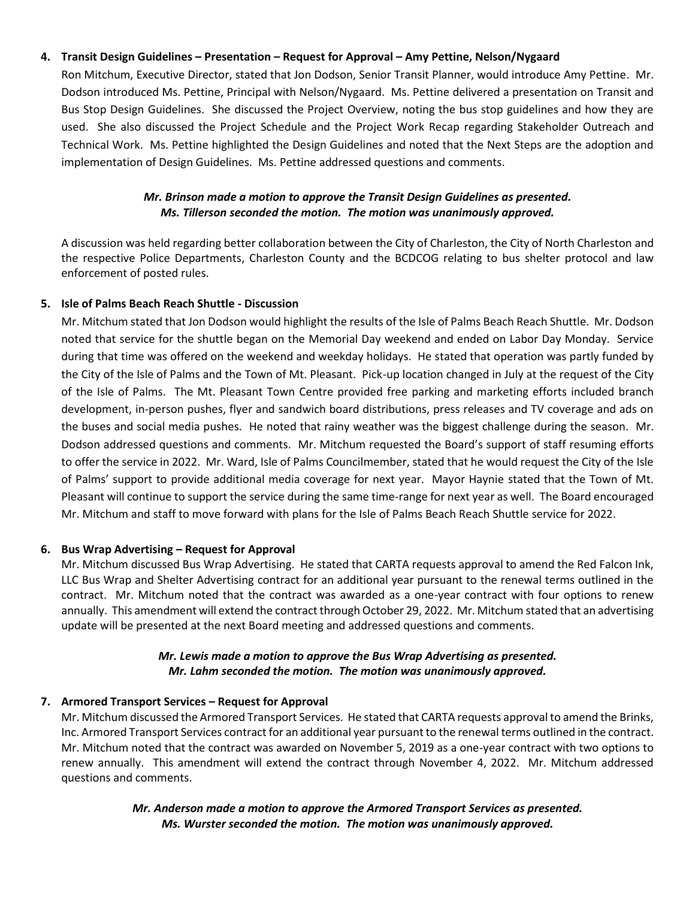**4. Transit Design Guidelines – Presentation – Request for Approval – Amy Pettine, Nelson/Nygaard**

Ron Mitchum, Executive Director, stated that Jon Dodson, Senior Transit Planner, would introduce Amy Pettine. Mr. Dodson introduced Ms. Pettine, Principal with Nelson/Nygaard. Ms. Pettine delivered a presentation on Transit and Bus Stop Design Guidelines. She discussed the Project Overview, noting the bus stop guidelines and how they are used. She also discussed the Project Schedule and the Project Work Recap regarding Stakeholder Outreach and Technical Work. Ms. Pettine highlighted the Design Guidelines and noted that the Next Steps are the adoption and implementation of Design Guidelines. Ms. Pettine addressed questions and comments.

***Mr. Brinson made a motion to approve the Transit Design Guidelines as presented. Ms. Tillerson seconded the motion. The motion was unanimously approved.***

A discussion was held regarding better collaboration between the City of Charleston, the City of North Charleston and the respective Police Departments, Charleston County and the BCDCOG relating to bus shelter protocol and law enforcement of posted rules.

**5. Isle of Palms Beach Reach Shuttle - Discussion**

Mr. Mitchum stated that Jon Dodson would highlight the results of the Isle of Palms Beach Reach Shuttle. Mr. Dodson noted that service for the shuttle began on the Memorial Day weekend and ended on Labor Day Monday. Service during that time was offered on the weekend and weekday holidays. He stated that operation was partly funded by the City of the Isle of Palms and the Town of Mt. Pleasant. Pick-up location changed in July at the request of the City of the Isle of Palms. The Mt. Pleasant Town Centre provided free parking and marketing efforts included branch development, in-person pushes, flyer and sandwich board distributions, press releases and TV coverage and ads on the buses and social media pushes. He noted that rainy weather was the biggest challenge during the season. Mr. Dodson addressed questions and comments. Mr. Mitchum requested the Board's support of staff resuming efforts to offer the service in 2022. Mr. Ward, Isle of Palms Councilmember, stated that he would request the City of the Isle of Palms' support to provide additional media coverage for next year. Mayor Haynie stated that the Town of Mt. Pleasant will continue to support the service during the same time-range for next year as well. The Board encouraged Mr. Mitchum and staff to move forward with plans for the Isle of Palms Beach Reach Shuttle service for 2022.

**6. Bus Wrap Advertising – Request for Approval**

Mr. Mitchum discussed Bus Wrap Advertising. He stated that CARTA requests approval to amend the Red Falcon Ink, LLC Bus Wrap and Shelter Advertising contract for an additional year pursuant to the renewal terms outlined in the contract. Mr. Mitchum noted that the contract was awarded as a one-year contract with four options to renew annually. This amendment will extend the contract through October 29, 2022. Mr. Mitchum stated that an advertising update will be presented at the next Board meeting and addressed questions and comments.

***Mr. Lewis made a motion to approve the Bus Wrap Advertising as presented. Mr. Lahm seconded the motion. The motion was unanimously approved.***

**7. Armored Transport Services – Request for Approval**

Mr. Mitchum discussed the Armored Transport Services. He stated that CARTA requests approval to amend the Brinks, Inc. Armored Transport Services contract for an additional year pursuant to the renewal terms outlined in the contract. Mr. Mitchum noted that the contract was awarded on November 5, 2019 as a one-year contract with two options to renew annually. This amendment will extend the contract through November 4, 2022. Mr. Mitchum addressed questions and comments.

***Mr. Anderson made a motion to approve the Armored Transport Services as presented. Ms. Wurster seconded the motion. The motion was unanimously approved.***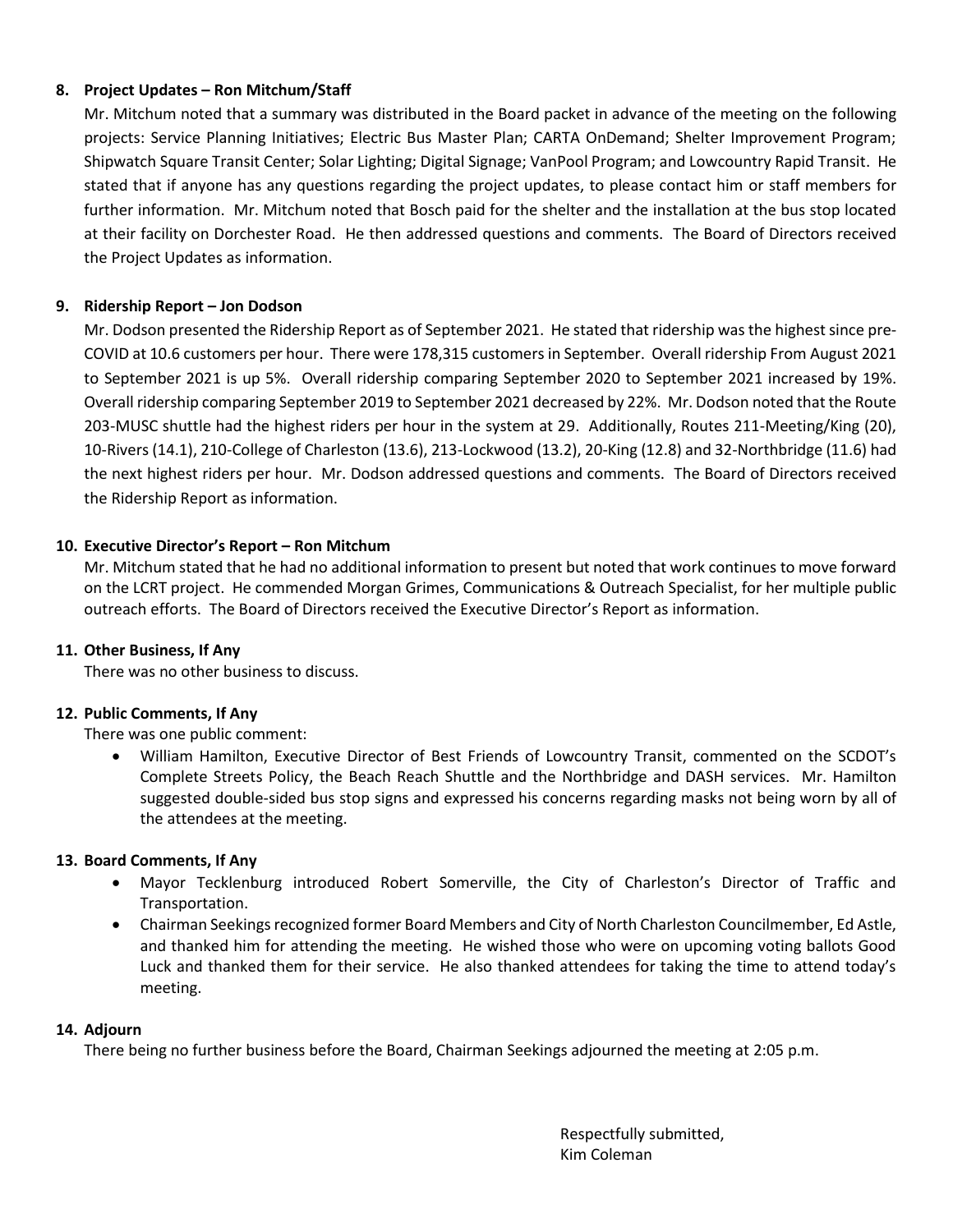**8. Project Updates – Ron Mitchum/Staff**

Mr. Mitchum noted that a summary was distributed in the Board packet in advance of the meeting on the following projects: Service Planning Initiatives; Electric Bus Master Plan; CARTA OnDemand; Shelter Improvement Program; Shipwatch Square Transit Center; Solar Lighting; Digital Signage; VanPool Program; and Lowcountry Rapid Transit. He stated that if anyone has any questions regarding the project updates, to please contact him or staff members for further information. Mr. Mitchum noted that Bosch paid for the shelter and the installation at the bus stop located at their facility on Dorchester Road. He then addressed questions and comments. The Board of Directors received the Project Updates as information.

**9. Ridership Report – Jon Dodson**

Mr. Dodson presented the Ridership Report as of September 2021. He stated that ridership was the highest since pre-COVID at 10.6 customers per hour. There were 178,315 customers in September. Overall ridership From August 2021 to September 2021 is up 5%. Overall ridership comparing September 2020 to September 2021 increased by 19%. Overall ridership comparing September 2019 to September 2021 decreased by 22%. Mr. Dodson noted that the Route 203-MUSC shuttle had the highest riders per hour in the system at 29. Additionally, Routes 211-Meeting/King (20), 10-Rivers (14.1), 210-College of Charleston (13.6), 213-Lockwood (13.2), 20-King (12.8) and 32-Northbridge (11.6) had the next highest riders per hour. Mr. Dodson addressed questions and comments. The Board of Directors received the Ridership Report as information.

**10. Executive Director's Report – Ron Mitchum**

Mr. Mitchum stated that he had no additional information to present but noted that work continues to move forward on the LCRT project. He commended Morgan Grimes, Communications & Outreach Specialist, for her multiple public outreach efforts. The Board of Directors received the Executive Director's Report as information.

**11. Other Business, If Any**

There was no other business to discuss.

**12. Public Comments, If Any**

There was one public comment:

- William Hamilton, Executive Director of Best Friends of Lowcountry Transit, commented on the SCDOT's Complete Streets Policy, the Beach Reach Shuttle and the Northbridge and DASH services. Mr. Hamilton suggested double-sided bus stop signs and expressed his concerns regarding masks not being worn by all of the attendees at the meeting.

**13. Board Comments, If Any**

- Mayor Tecklenburg introduced Robert Somerville, the City of Charleston's Director of Traffic and Transportation.
- Chairman Seekings recognized former Board Members and City of North Charleston Councilmember, Ed Astle, and thanked him for attending the meeting. He wished those who were on upcoming voting ballots Good Luck and thanked them for their service. He also thanked attendees for taking the time to attend today's meeting.

**14. Adjourn**

There being no further business before the Board, Chairman Seekings adjourned the meeting at 2:05 p.m.

Respectfully submitted,
Kim Coleman